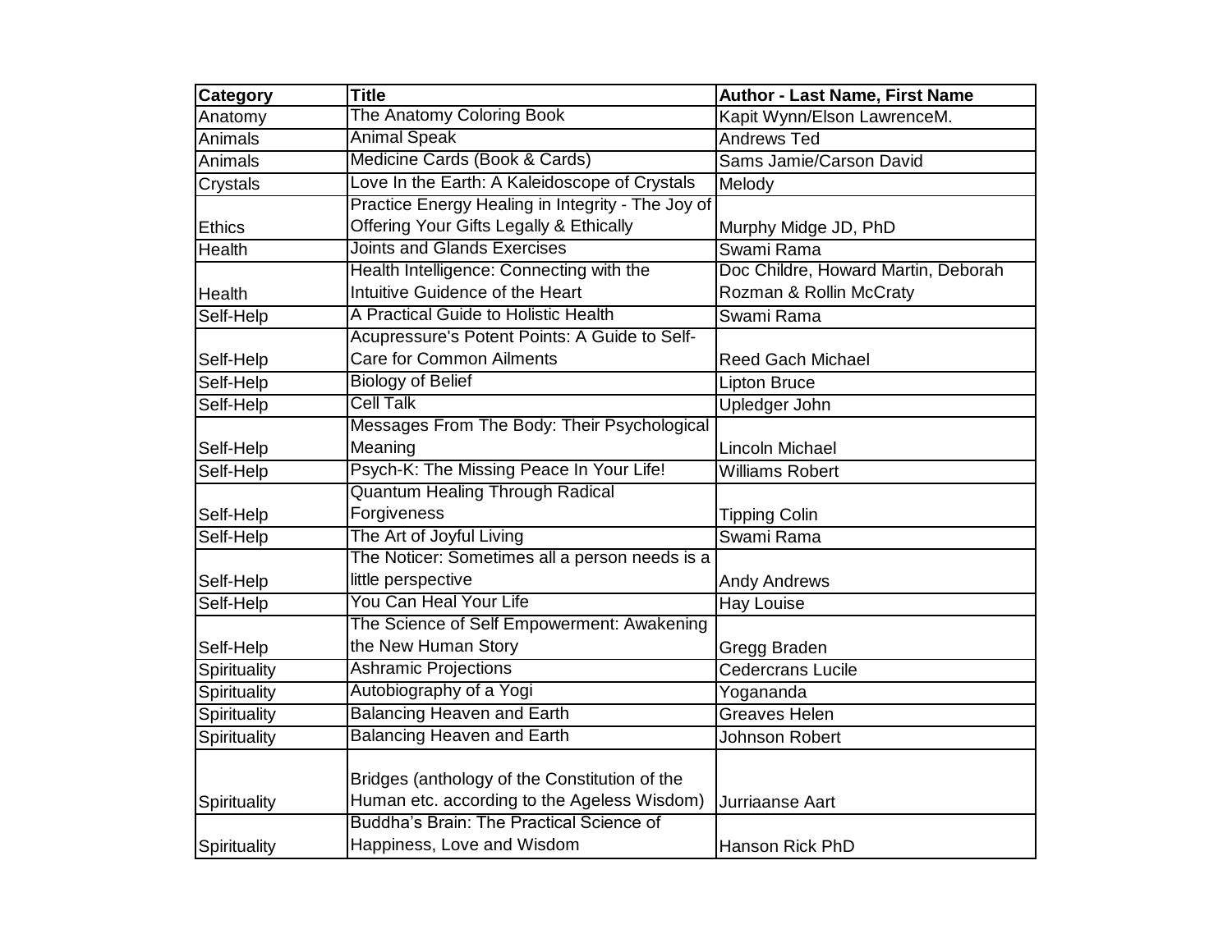| Category | Title | Author - Last Name, First Name |
|---|---|---|
| Anatomy | The Anatomy Coloring Book | Kapit Wynn/Elson LawrenceM. |
| Animals | Animal Speak | Andrews Ted |
| Animals | Medicine Cards (Book & Cards) | Sams Jamie/Carson David |
| Crystals | Love In the Earth: A Kaleidoscope of Crystals | Melody |
| Ethics | Practice Energy Healing in Integrity - The Joy of Offering Your Gifts Legally & Ethically | Murphy Midge JD, PhD |
| Health | Joints and Glands Exercises | Swami Rama |
| Health | Health Intelligence: Connecting with the Intuitive Guidence of the Heart | Doc Childre, Howard Martin, Deborah Rozman & Rollin McCraty |
| Self-Help | A Practical Guide to Holistic Health | Swami Rama |
| Self-Help | Acupressure's Potent Points: A Guide to Self-Care for Common Ailments | Reed Gach Michael |
| Self-Help | Biology of Belief | Lipton Bruce |
| Self-Help | Cell Talk | Upledger John |
| Self-Help | Messages From The Body: Their Psychological Meaning | Lincoln Michael |
| Self-Help | Psych-K: The Missing Peace In Your Life! | Williams Robert |
| Self-Help | Quantum Healing Through Radical Forgiveness | Tipping Colin |
| Self-Help | The Art of Joyful Living | Swami Rama |
| Self-Help | The Noticer: Sometimes all a person needs is a little perspective | Andy Andrews |
| Self-Help | You Can Heal Your Life | Hay Louise |
| Self-Help | The Science of Self Empowerment: Awakening the New Human Story | Gregg Braden |
| Spirituality | Ashramic Projections | Cedercrans Lucile |
| Spirituality | Autobiography of a Yogi | Yogananda |
| Spirituality | Balancing Heaven and Earth | Greaves Helen |
| Spirituality | Balancing Heaven and Earth | Johnson Robert |
| Spirituality | Bridges (anthology of the Constitution of the Human etc. according to the Ageless Wisdom) | Jurriaanse Aart |
| Spirituality | Buddha's Brain: The Practical Science of Happiness, Love and Wisdom | Hanson Rick PhD |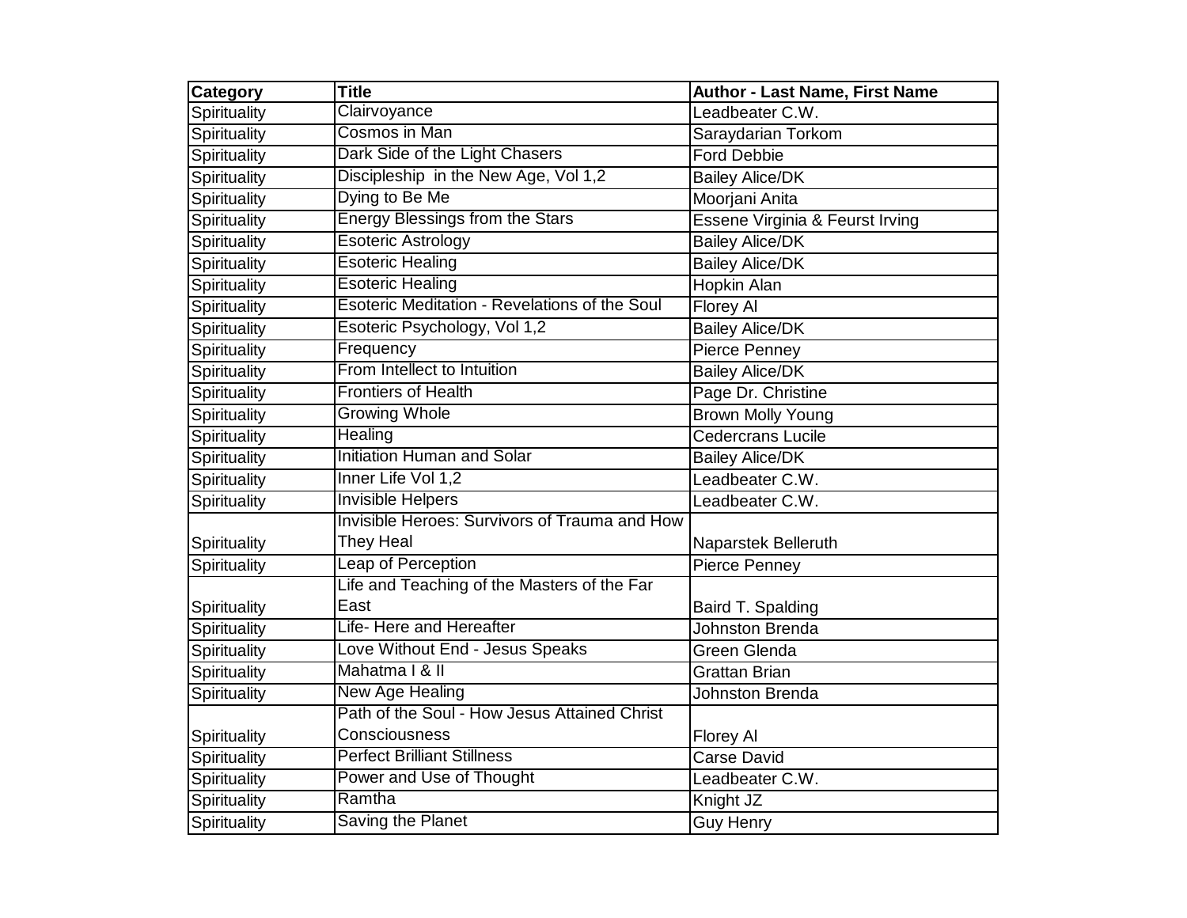| Category | Title | Author - Last Name, First Name |
| --- | --- | --- |
| Spirituality | Clairvoyance | Leadbeater C.W. |
| Spirituality | Cosmos in Man | Saraydarian Torkom |
| Spirituality | Dark Side of the Light Chasers | Ford Debbie |
| Spirituality | Discipleship in the New Age, Vol 1,2 | Bailey Alice/DK |
| Spirituality | Dying to Be Me | Moorjani Anita |
| Spirituality | Energy Blessings from the Stars | Essene Virginia & Feurst Irving |
| Spirituality | Esoteric Astrology | Bailey Alice/DK |
| Spirituality | Esoteric Healing | Bailey Alice/DK |
| Spirituality | Esoteric Healing | Hopkin Alan |
| Spirituality | Esoteric Meditation - Revelations of the Soul | Florey Al |
| Spirituality | Esoteric Psychology, Vol 1,2 | Bailey Alice/DK |
| Spirituality | Frequency | Pierce Penney |
| Spirituality | From Intellect to Intuition | Bailey Alice/DK |
| Spirituality | Frontiers of Health | Page Dr. Christine |
| Spirituality | Growing Whole | Brown Molly Young |
| Spirituality | Healing | Cedercrans Lucile |
| Spirituality | Initiation Human and Solar | Bailey Alice/DK |
| Spirituality | Inner Life Vol 1,2 | Leadbeater C.W. |
| Spirituality | Invisible Helpers | Leadbeater C.W. |
| Spirituality | Invisible Heroes: Survivors of Trauma and How They Heal | Naparstek Belleruth |
| Spirituality | Leap of Perception | Pierce Penney |
| Spirituality | Life and Teaching of the Masters of the Far East | Baird T. Spalding |
| Spirituality | Life- Here and Hereafter | Johnston Brenda |
| Spirituality | Love Without End - Jesus Speaks | Green Glenda |
| Spirituality | Mahatma I & II | Grattan Brian |
| Spirituality | New Age Healing | Johnston Brenda |
| Spirituality | Path of the Soul - How Jesus Attained Christ Consciousness | Florey Al |
| Spirituality | Perfect Brilliant Stillness | Carse David |
| Spirituality | Power and Use of Thought | Leadbeater C.W. |
| Spirituality | Ramtha | Knight JZ |
| Spirituality | Saving the Planet | Guy Henry |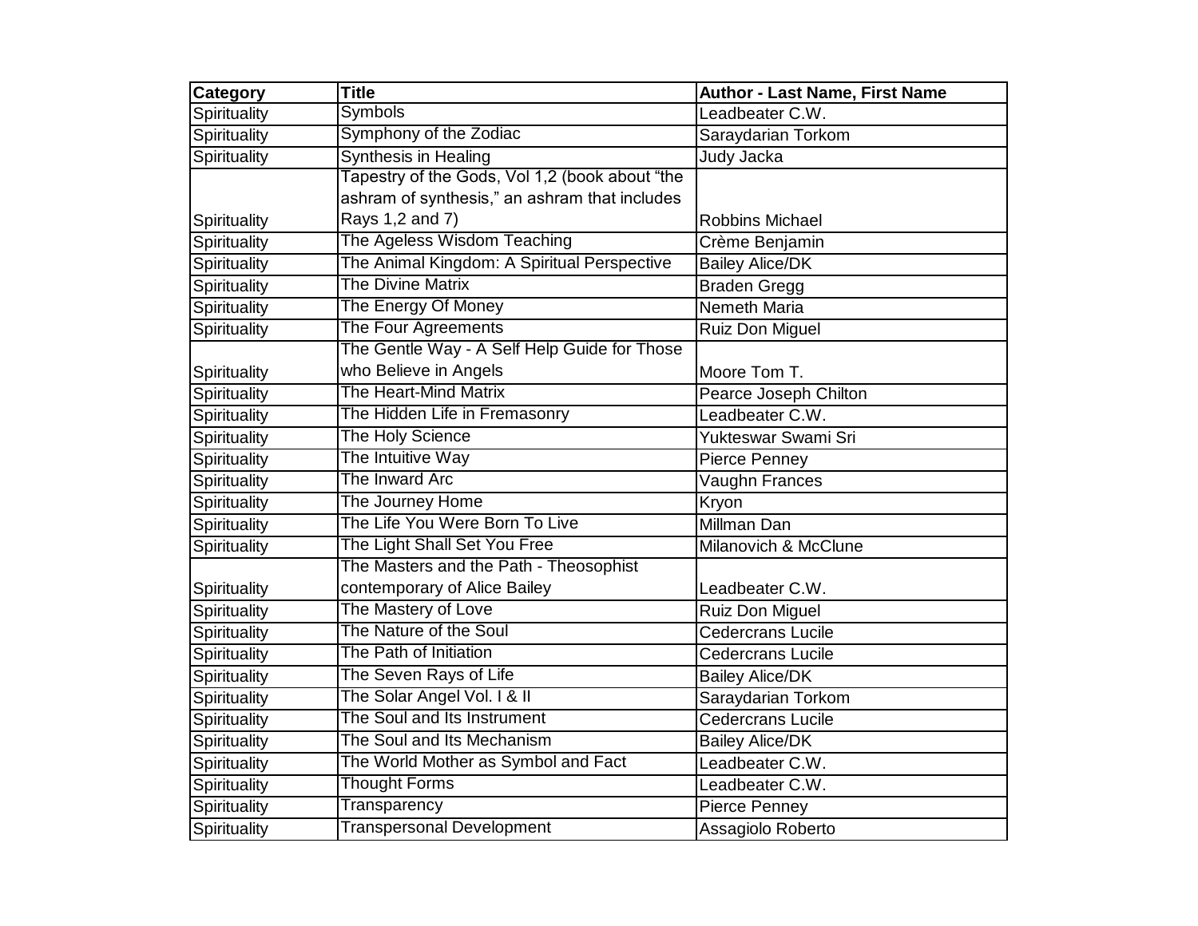| Category | Title | Author - Last Name, First Name |
|---|---|---|
| Spirituality | Symbols | Leadbeater C.W. |
| Spirituality | Symphony of the Zodiac | Saraydarian Torkom |
| Spirituality | Synthesis in Healing | Judy Jacka |
| Spirituality | Tapestry of the Gods, Vol 1,2 (book about "the ashram of synthesis," an ashram that includes Rays 1,2 and 7) | Robbins Michael |
| Spirituality | The Ageless Wisdom Teaching | Crème Benjamin |
| Spirituality | The Animal Kingdom: A Spiritual Perspective | Bailey Alice/DK |
| Spirituality | The Divine Matrix | Braden Gregg |
| Spirituality | The Energy Of Money | Nemeth Maria |
| Spirituality | The Four Agreements | Ruiz Don Miguel |
| Spirituality | The Gentle Way - A Self Help Guide for Those who Believe in Angels | Moore Tom T. |
| Spirituality | The Heart-Mind Matrix | Pearce Joseph Chilton |
| Spirituality | The Hidden Life in Fremasonry | Leadbeater C.W. |
| Spirituality | The Holy Science | Yukteswar Swami Sri |
| Spirituality | The Intuitive Way | Pierce Penney |
| Spirituality | The Inward Arc | Vaughn Frances |
| Spirituality | The Journey Home | Kryon |
| Spirituality | The Life You Were Born To Live | Millman Dan |
| Spirituality | The Light Shall Set You Free | Milanovich & McClune |
| Spirituality | The Masters and the Path - Theosophist contemporary of Alice Bailey | Leadbeater C.W. |
| Spirituality | The Mastery of Love | Ruiz Don Miguel |
| Spirituality | The Nature of the Soul | Cedercrans Lucile |
| Spirituality | The Path of Initiation | Cedercrans Lucile |
| Spirituality | The Seven Rays of Life | Bailey Alice/DK |
| Spirituality | The Solar Angel Vol. I & II | Saraydarian Torkom |
| Spirituality | The Soul and Its Instrument | Cedercrans Lucile |
| Spirituality | The Soul and Its Mechanism | Bailey Alice/DK |
| Spirituality | The World Mother as Symbol and Fact | Leadbeater C.W. |
| Spirituality | Thought Forms | Leadbeater C.W. |
| Spirituality | Transparency | Pierce Penney |
| Spirituality | Transpersonal Development | Assagiolo Roberto |